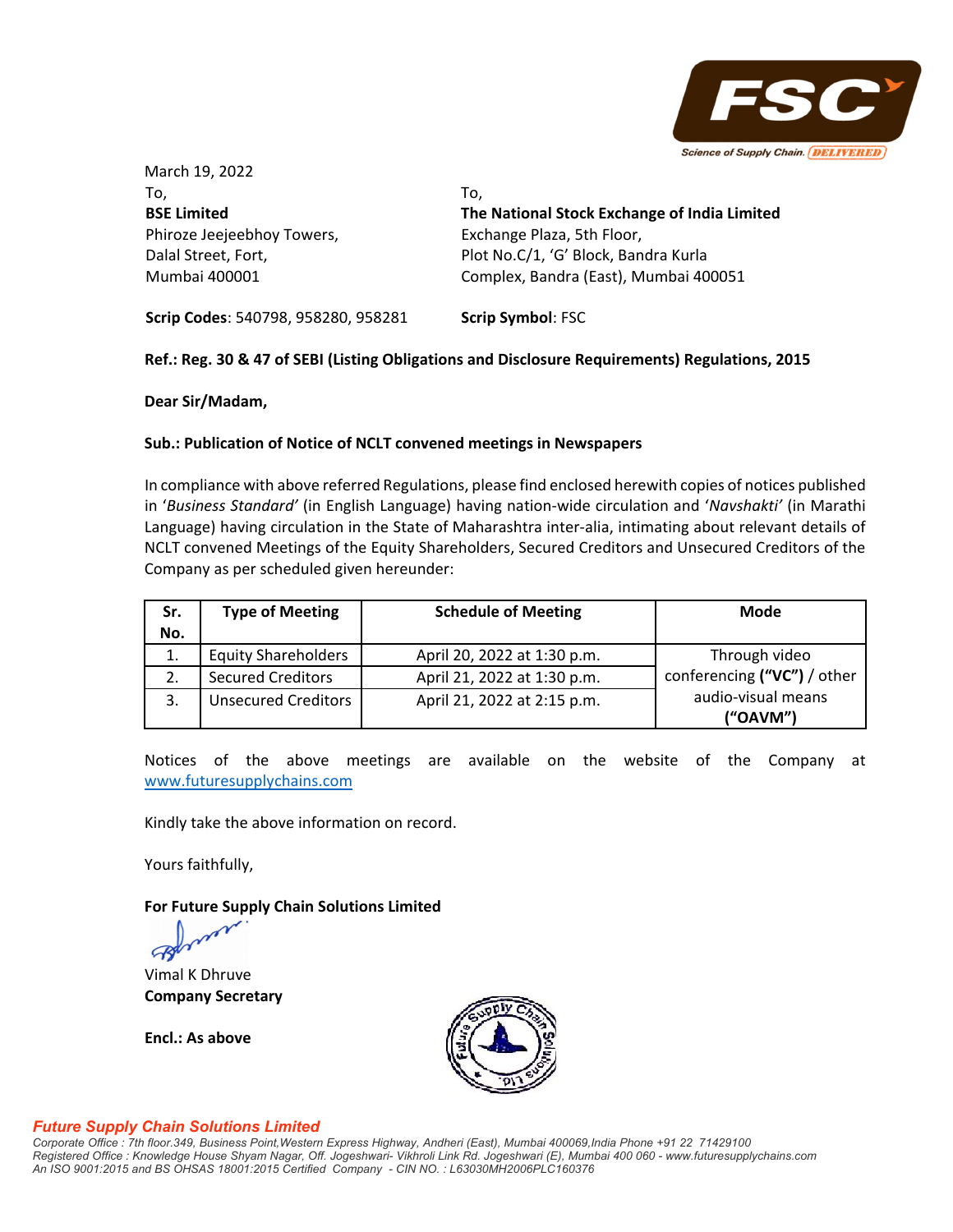March 19, 2022

To,
**BSE Limited**
Phiroze Jeejeebhoy Towers,
Dalal Street, Fort,
Mumbai 400001

**Scrip Codes**: 540798, 958280, 958281

To,
**The National Stock Exchange of India Limited**
Exchange Plaza, 5th Floor,
Plot No.C/1, 'G' Block, Bandra Kurla
Complex, Bandra (East), Mumbai 400051

**Scrip Symbol**: FSC

**Ref.: Reg. 30 & 47 of SEBI (Listing Obligations and Disclosure Requirements) Regulations, 2015**

**Dear Sir/Madam,**

**Sub.: Publication of Notice of NCLT convened meetings in Newspapers**

In compliance with above referred Regulations, please find enclosed herewith copies of notices published in '*Business Standard*' (in English Language) having nation-wide circulation and '*Navshakti*' (in Marathi Language) having circulation in the State of Maharashtra inter-alia, intimating about relevant details of NCLT convened Meetings of the Equity Shareholders, Secured Creditors and Unsecured Creditors of the Company as per scheduled given hereunder:

| Sr. No. | Type of Meeting | Schedule of Meeting | Mode |
|---|---|---|---|
| 1. | Equity Shareholders | April 20, 2022 at 1:30 p.m. | Through video conferencing **("VC")** / other audio-visual means **("OAVM")** |
| 2. | Secured Creditors | April 21, 2022 at 1:30 p.m. | |
| 3. | Unsecured Creditors | April 21, 2022 at 2:15 p.m. | |

Notices of the above meetings are available on the website of the Company at www.futuresupplychains.com

Kindly take the above information on record.

Yours faithfully,

**For Future Supply Chain Solutions Limited**

Vimal K Dhruve
**Company Secretary**

**Encl.: As above**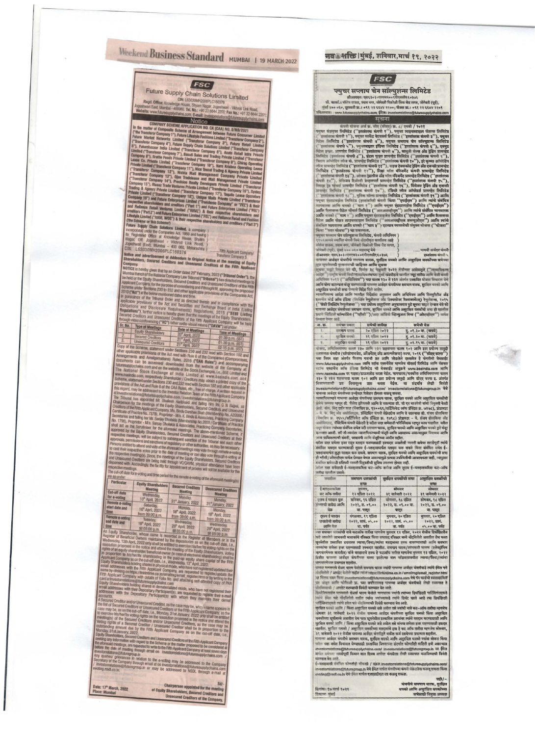**Weekend Business Standard** MUMBAI | 19 MARCH 2022

FSC

# Future Supply Chain Solutions Limited

CIN: L63030MH2006PLC160376

Regd. Office: Knowledge House, Shyam Nagar, Off Jogeshwari - Vikhroli Link Road, Jogeshwari East, Mumbai - 400060. Tel. No.: +91 22 6644 2200; Fax No.: +91 22 6644 2201; Website: www.futuresupplychains.com; E-mail: investorrelations@futuresupplychains.com

## Notice

**COMPANY SCHEME APPLICATION NO. CA (CAA) NO. 8/MB/2021**

In the matter of Composite Scheme of Arrangement between Future Consumer Limited ("the Transferor Company 1"), Future Lifestyle Fashions Limited ("Transferor Company 2"), Future Market Networks Limited ("Transferor Company 3"), Future Retail Limited ("Transferor Company 4"), Future Supply Chain Solutions Limited ("Transferor Company 5"), Futurebazaar India Limited ("Transferor Company 6"), Acute Retail Infra Private Limited ("Transferor Company 7"), Basuti Sales and Trading Private Limited ("Transferor Company 8"), Brattle Foods Private Limited ("Transferor Company 9"), Chirag Operating Lease Co. Private Limited ("Transferor Company 10"), Hare Krishna Operating Lease Private Limited ("Transferor Company 11"), Nice Texcot Trading & Agency Private Limited ("Transferor Company 12"), Nishta Mall Management Company Private Limited ("Transferor Company 13"), Ojas Tradelease and Mall Management Private Limited ("Transferor Company 14"), Precision Realty Developers Private Limited ("Transferor Company 15"), Rivaaz Trade Ventures Private Limited ("Transferor Company 16"), Syntex Trading & Agency Private Limited ("Transferor Company 17"), Tequila Lease Operators Private Limited ("Transferor Company 18"), Unique Malls Private Limited ("Transferor Company 19") and Future Enterprises Limited ("Transferee Company" or "FEL") & their respective shareholders and creditors ("Part 1") and Future Enterprises Limited ("FEL") and Reliance Retail Ventures Limited ("RRVL") & their respective shareholders and creditors ("Part 2") and Future Enterprises Limited ("FEL") and Reliance Retail and Fashion Lifestyle Limited ("RRFLL WOS") & their respective shareholders and creditors ("Part 3") ("the Scheme" or "this Scheme")

Future Supply Chain Solutions Limited, a company incorporated under the Companies Act, 1956 and having its Registered Office at Knowledge House, Shyam Nagar, Off. Jogeshwari - Vikhroli Link Road, Jogeshwari (East), Mumbai - 400 060, Maharashtra
CIN: L63030MH2006PLC160376 ...... Fifth Applicant Company/ Transferor Company 5

**Notice and advertisement of Addendum to Original Notice of the meeting of Equity Shareholders, Secured Creditors and Unsecured Creditors of the Fifth Applicant Company.**

NOTICE is hereby given that by an Order dated 28th February, 2022 ("Tribunal Order"), the Mumbai Bench of the National Company Law Tribunal ("Tribunal") has directed meetings to be held of the Equity Shareholders, Secured Creditors and Unsecured Creditors of the Fifth Applicant Company, for the purpose of considering and if thought fit, approving the proposed Scheme under Sections 230 to 232 and other applicable provisions of the Companies Act, 2013 ("Act") at the below mentioned dates and time.

In pursuance of the Tribunal Order and as directed therein and in compliance with the applicable provisions of the Act and Securities and Exchange Board of India (Listing Obligations and Disclosure Requirements) Regulations, 2015 ("SEBI Listing Regulations"), further notice is hereby given that the meetings of the Equity Shareholders, Secured Creditors and Unsecured Creditors of the Fifth Applicant Company will be held through video conferencing ("VC")/other audio-visual means ("OAVM") as under:

| Sr. No. | Type of Meetings | Date of Meetings | Time of Meetings |
|---|---|---|---|
| 1. | Equity Shareholders | 20th April, 2022 | 11:00 a.m. (IST) |
| 2. | Secured Creditors | 21st April, 2022 | 01:30 p.m. (IST) |
| 3. | Unsecured Creditors | 21st April, 2022 | 02:15 p.m. (IST) |

Copy of the Scheme, statement under Sections 230 and 232 read with Section 102 and other applicable provisions of the Act read with Rule 6 of the Companies (Compromises, Arrangements and Amalgamations) Rules, 2016 ("CAA Rules") and accompanying documents can be accessed/ downloaded from the website of the Company at www.futuresupplychains.com and on the website of the Stock Exchanges, i.e., BSE Limited and The National Stock Exchange of India Limited at www.bseindia.com and www.nseindia.com, respectively. Shareholder / Creditors may obtain a printed copy of the Scheme, statement under Sections 230 and 232 read with Section 102 and other applicable provisions of the Act and Rule 6 of the CAA Rules, etc., free of charge. A written request in this regard, may be addressed to the Investor Relation Team of the Fifth Applicant Company at investorrelations@futuresupplychains.com / investorrelations@futuregroup.in.

The Tribunal has appointed Mr. Shailesh Haribhakti and failing him Mr. G N Bajpai, as Chairperson for the meetings of the Equity Shareholders, Secured Creditors and Unsecured Creditors of the Fifth Applicant Company. Ms. Bindu Darshan Shah (Membership No. A20066 / Certificate of Practice No. 7378), Proprietor - M/s. K. Bindu & Associates, Practicing Company Secretaries and failing her Mr. Sanjay Dholakia (Membership No. 2655 / Certificate of Practice No. 1798), Proprietor - M/s. Sanjay Dholakia & Associates, Practicing Company Secretaries, shall act as the Scrutinizer for the aforesaid meetings. The above-mentioned Scheme, if approved by the aforesaid meetings, will be subject to subsequent sanction of the Tribunal and such other approvals, permissions and sanctions of regulatory or other authorities, as may be necessary.

Persons entitled to attend and vote at the aforesaid meetings may vote through remote e-voting to cast their respective votes prior to the date of meeting or can also vote through e-voting at the respective meeting(s). Since, the meetings of the Equity Shareholders, Secured Creditors and Unsecured Creditors are being held through VC/OAVM, physical attendance have been dispensed with. Accordingly, the facility for appointment of proxies will not be available for the respective meetings.

The cut-off date for e-voting and time period for the remote e-voting of the aforesaid meeting(s) are as under:

| Particular | Equity Shareholders Meeting | Secured Creditors Meeting | Unsecured Creditors Meeting |
|---|---|---|---|
| Cut-off date for e-voting | Wednesday, 13th April, 2022 | Monday, 31st January, 2022 | Monday, 31st January, 2022 |
| Remote e-voting start date and time | Saturday, 16th April, 2022 from 09:00 a.m. | Monday, 18th April, 2022 from 09:00 a.m. | Monday, 18th April, 2022 from 09:00 a.m. |
| Remote e-voting end date and time | Tuesday, 19th April, 2022 till 05:00 p.m. | Wednesday, 20th April, 2022 till 05:00 p.m. | Wednesday, 20th April, 2022 till 05:00 p.m. |

An Equity Shareholder, whose name is recorded in the Register of Members or in the Register of Beneficial Owners maintained by the depositories as on the cut-off date, i.e., Wednesday, 13th April, 2022 only shall be entitled to exercise his/her/its voting rights on the resolution proposed in the notice and attend the meeting of the Equity Shareholders. Voting rights of an equity shareholder/ beneficial owner (in case of electronic shareholding) shall be in proportion to his/her/its shareholding in the paid-up equity share capital of the Fifth Applicant Company as on the cut-off date, i.e., Wednesday, 13th April, 2022.

Equity Shareholders holding shares in physical mode, who have not registered/updated their email addresses with the Fifth Applicant Company, are requested to register/update the same by clicking on https://linkintime.co.in/emailreg/email_register.html or by writing to the Fifth Applicant Company with details of Folio No. and attaching self-attested copy of PAN card at investorrelations@futuresupplychains.com.

Equity Shareholders holding shares in dematerialized mode, who have not registered their email addresses with their Depository Participant(s), are requested to register their e-mail addresses with the Depository Participant(s) with whom they maintain their demat accounts.

A Secured Creditor and/or Unsecured Creditor, as the case may be, whose name is appearing in the list of Secured Creditors or Unsecured Creditors of the Fifth Applicant Company, as the case may be, as on the cut-off date, i.e., Monday, 31st January, 2022 only shall be entitled to exercise his/her/its voting rights on the resolution proposed in the notice and attend the meeting(s) of the Secured Creditors and/or Unsecured Creditors, as the case may be. Voting rights of a Secured Creditor / Unsecured Creditor shall be in proportion to the outstanding amount due by the Fifth Applicant Company as on the cut-off date, i.e., Monday, 31st January, 2022.

Equity Shareholders, Secured Creditors and Unsecured Creditors of the Fifth Applicant Company seeking any information with regard to the Scheme or the matter proposed to be considered at the aforesaid meetings, are requested to write to the Fifth Applicant Company at least seven days before the date of meeting through email on investorrelations@futuresupplychains.com / investorrelations@futuregroup.in.

Any queries/ grievances in relation to the e-voting may be addressed to the Company Secretary of the Company through email at investorrelations@futuresupplychains.com / investorrelations@futuregroup.in or may be addressed to NSDL through e-mail at evoting@nsdl.co.in.

Sd/-
Chairperson appointed for the meeting of Equity Shareholders, Secured Creditors and Unsecured Creditors of the Company.

Date: 17th March, 2022
Place: Mumbai

---

**नवशक्ति** | मुंबई, शनिवार, मार्च १९, २०२२

FSC

# फ्युचर सप्लाय चेन सोल्युशन्स लिमिटेड

सीआयएन: एल६३०३०एमएच२००६पीएलसी१६०३७६

नों. कार्या.: नॉलेज हाऊस, श्याम नगर, जोगेश्वरी-विक्रोळी लिंक रोड लगत, जोगेश्वरी (पूर्व), मुंबई ४०० ०६०; दूरध्वनी क्र.: +९१ २२ ६६४४ २२००; फॅक्स क्र.: +९१ २२ ६६४४ २२०१
संकेतस्थळ: www.futuresupplychains.com; ईमेल: investorrelations@futuresupplychains.com

## सूचना

कंपनी योजना अर्ज क्र. सीए (सीएए) क्र. ८/एमबी/२०२१

| अ. क्र. | सभेचा प्रकार | सभेची तारीख | सभेची वेळ |
|---|---|---|---|
| १. | समभाग धारक | २० एप्रिल २०२२ | स. ११.०० वा. (भाप्रवे) |
| २. | सुरक्षित धनको | २१ एप्रिल २०२२ | दु. ०१.३० वा. (भाप्रवे) |
| ३. | असुरक्षित धनको | २१ एप्रिल २०२२ | दु. ०२.१५ वा. (भाप्रवे) |

| तपशील | समभाग धारकांची सभा | सुरक्षित धनकोंची सभा | असुरक्षित धनकोंची सभा |
|---|---|---|---|
| ई-मतदानासाठी कट-ऑफ तारीख | बुधवार, १३ एप्रिल २०२२ | सोमवार, ३१ जानेवारी २०२२ | सोमवार, ३१ जानेवारी २०२२ |
| दूरस्थ ई मतदान सुरू होण्याची तारीख आणि वेळ | शनिवार, १६ एप्रिल २०२२, स. ९.०० वा. पासून | सोमवार, १८ एप्रिल २०२२, स. ९.०० वा. पासून | सोमवार, १८ एप्रिल २०२२, स. ९.०० वा. पासून |
| दूरस्थ ई मतदान समाप्तीची तारीख आणि वेळ | मंगळवार, १९ एप्रिल २०२२, सायं. ०५.०० वा. पर्यंत | बुधवार, २० एप्रिल २०२२, सायं. ०५.०० वा. पर्यंत | बुधवार, २० एप्रिल २०२२, सायं. ०५.०० वा. पर्यंत |

सही/-
कंपनीचे समभाग धारक, सुरक्षित धनको आणि असुरक्षित धनकोंच्या सभेसाठी नियुक्त अध्यक्ष

दिनांक: १७ मार्च २०२२
ठिकाण: मुंबई